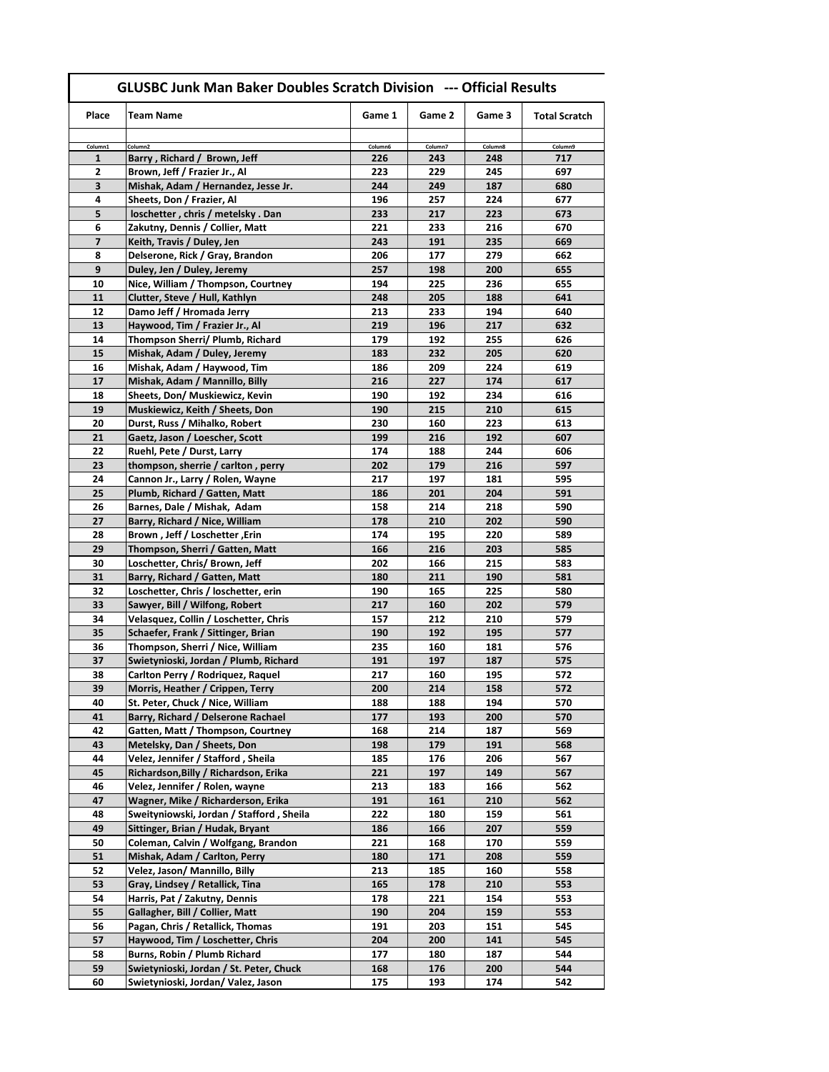## GLUSBC Junk Man Baker Doubles Scratch Division --- Official Results

| Place | Team Name | Game 1 | Game 2 | Game 3 | Total Scratch |
|---|---|---|---|---|---|
| Column1 | Column2 | Column6 | Column7 | Column8 | Column9 |
| 1 | Barry , Richard / Brown, Jeff | 226 | 243 | 248 | 717 |
| 2 | Brown, Jeff / Frazier Jr., Al | 223 | 229 | 245 | 697 |
| 3 | Mishak, Adam / Hernandez, Jesse Jr. | 244 | 249 | 187 | 680 |
| 4 | Sheets, Don / Frazier, Al | 196 | 257 | 224 | 677 |
| 5 | loschetter , chris / metelsky . Dan | 233 | 217 | 223 | 673 |
| 6 | Zakutny, Dennis / Collier, Matt | 221 | 233 | 216 | 670 |
| 7 | Keith, Travis / Duley, Jen | 243 | 191 | 235 | 669 |
| 8 | Delserone, Rick / Gray, Brandon | 206 | 177 | 279 | 662 |
| 9 | Duley, Jen / Duley, Jeremy | 257 | 198 | 200 | 655 |
| 10 | Nice, William / Thompson, Courtney | 194 | 225 | 236 | 655 |
| 11 | Clutter, Steve / Hull, Kathlyn | 248 | 205 | 188 | 641 |
| 12 | Damo Jeff / Hromada Jerry | 213 | 233 | 194 | 640 |
| 13 | Haywood, Tim / Frazier Jr., Al | 219 | 196 | 217 | 632 |
| 14 | Thompson Sherri/ Plumb, Richard | 179 | 192 | 255 | 626 |
| 15 | Mishak, Adam / Duley, Jeremy | 183 | 232 | 205 | 620 |
| 16 | Mishak, Adam / Haywood, Tim | 186 | 209 | 224 | 619 |
| 17 | Mishak, Adam / Mannillo, Billy | 216 | 227 | 174 | 617 |
| 18 | Sheets, Don/ Muskiewicz, Kevin | 190 | 192 | 234 | 616 |
| 19 | Muskiewicz, Keith / Sheets, Don | 190 | 215 | 210 | 615 |
| 20 | Durst, Russ / Mihalko, Robert | 230 | 160 | 223 | 613 |
| 21 | Gaetz, Jason / Loescher, Scott | 199 | 216 | 192 | 607 |
| 22 | Ruehl, Pete / Durst, Larry | 174 | 188 | 244 | 606 |
| 23 | thompson, sherrie / carlton , perry | 202 | 179 | 216 | 597 |
| 24 | Cannon Jr., Larry / Rolen, Wayne | 217 | 197 | 181 | 595 |
| 25 | Plumb, Richard / Gatten, Matt | 186 | 201 | 204 | 591 |
| 26 | Barnes, Dale / Mishak, Adam | 158 | 214 | 218 | 590 |
| 27 | Barry, Richard / Nice, William | 178 | 210 | 202 | 590 |
| 28 | Brown , Jeff / Loschetter ,Erin | 174 | 195 | 220 | 589 |
| 29 | Thompson, Sherri / Gatten, Matt | 166 | 216 | 203 | 585 |
| 30 | Loschetter, Chris/ Brown, Jeff | 202 | 166 | 215 | 583 |
| 31 | Barry, Richard / Gatten, Matt | 180 | 211 | 190 | 581 |
| 32 | Loschetter, Chris / loschetter, erin | 190 | 165 | 225 | 580 |
| 33 | Sawyer, Bill / Wilfong, Robert | 217 | 160 | 202 | 579 |
| 34 | Velasquez, Collin / Loschetter, Chris | 157 | 212 | 210 | 579 |
| 35 | Schaefer, Frank / Sittinger, Brian | 190 | 192 | 195 | 577 |
| 36 | Thompson, Sherri / Nice, William | 235 | 160 | 181 | 576 |
| 37 | Swietynioski, Jordan / Plumb, Richard | 191 | 197 | 187 | 575 |
| 38 | Carlton Perry / Rodriquez, Raquel | 217 | 160 | 195 | 572 |
| 39 | Morris, Heather / Crippen, Terry | 200 | 214 | 158 | 572 |
| 40 | St. Peter, Chuck / Nice, William | 188 | 188 | 194 | 570 |
| 41 | Barry, Richard / Delserone Rachael | 177 | 193 | 200 | 570 |
| 42 | Gatten, Matt / Thompson, Courtney | 168 | 214 | 187 | 569 |
| 43 | Metelsky, Dan / Sheets, Don | 198 | 179 | 191 | 568 |
| 44 | Velez, Jennifer / Stafford , Sheila | 185 | 176 | 206 | 567 |
| 45 | Richardson,Billy / Richardson, Erika | 221 | 197 | 149 | 567 |
| 46 | Velez, Jennifer / Rolen, wayne | 213 | 183 | 166 | 562 |
| 47 | Wagner, Mike / Richarderson, Erika | 191 | 161 | 210 | 562 |
| 48 | Sweityniowski, Jordan / Stafford , Sheila | 222 | 180 | 159 | 561 |
| 49 | Sittinger, Brian / Hudak, Bryant | 186 | 166 | 207 | 559 |
| 50 | Coleman, Calvin / Wolfgang, Brandon | 221 | 168 | 170 | 559 |
| 51 | Mishak, Adam / Carlton, Perry | 180 | 171 | 208 | 559 |
| 52 | Velez, Jason/ Mannillo, Billy | 213 | 185 | 160 | 558 |
| 53 | Gray, Lindsey / Retallick, Tina | 165 | 178 | 210 | 553 |
| 54 | Harris, Pat / Zakutny, Dennis | 178 | 221 | 154 | 553 |
| 55 | Gallagher, Bill / Collier, Matt | 190 | 204 | 159 | 553 |
| 56 | Pagan, Chris / Retallick, Thomas | 191 | 203 | 151 | 545 |
| 57 | Haywood, Tim / Loschetter, Chris | 204 | 200 | 141 | 545 |
| 58 | Burns, Robin / Plumb Richard | 177 | 180 | 187 | 544 |
| 59 | Swietynioski, Jordan / St. Peter, Chuck | 168 | 176 | 200 | 544 |
| 60 | Swietynioski, Jordan/ Valez, Jason | 175 | 193 | 174 | 542 |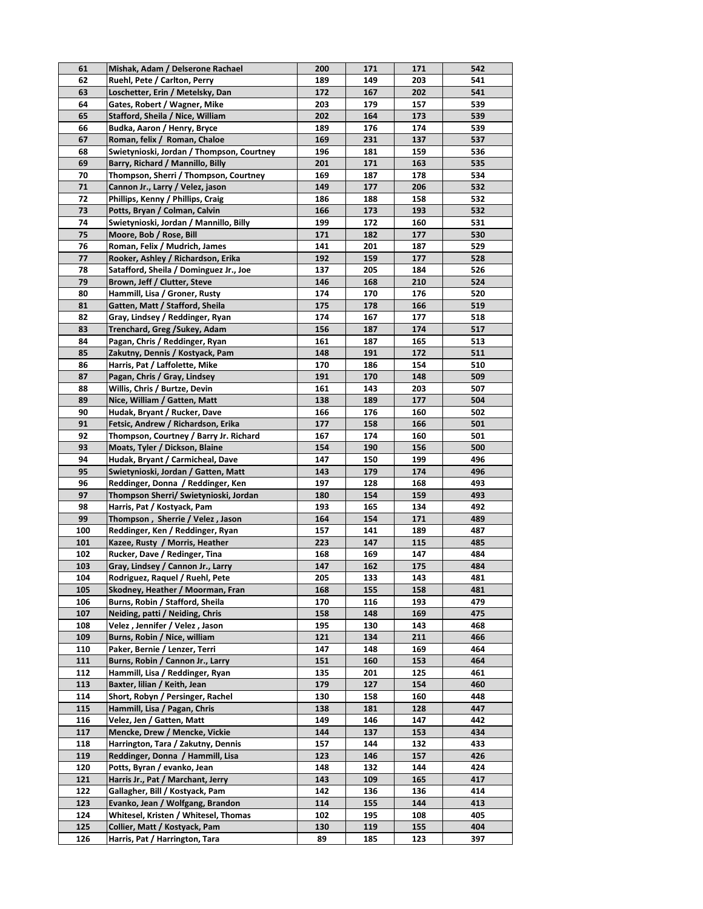| | | | | | |
|---|---|---|---|---|---|
| 61 | Mishak, Adam / Delserone Rachael | 200 | 171 | 171 | 542 |
| 62 | Ruehl, Pete / Carlton, Perry | 189 | 149 | 203 | 541 |
| 63 | Loschetter, Erin / Metelsky, Dan | 172 | 167 | 202 | 541 |
| 64 | Gates, Robert / Wagner, Mike | 203 | 179 | 157 | 539 |
| 65 | Stafford, Sheila / Nice, William | 202 | 164 | 173 | 539 |
| 66 | Budka, Aaron / Henry, Bryce | 189 | 176 | 174 | 539 |
| 67 | Roman, felix / Roman, Chaloe | 169 | 231 | 137 | 537 |
| 68 | Swietynioski, Jordan / Thompson, Courtney | 196 | 181 | 159 | 536 |
| 69 | Barry, Richard / Mannillo, Billy | 201 | 171 | 163 | 535 |
| 70 | Thompson, Sherri / Thompson, Courtney | 169 | 187 | 178 | 534 |
| 71 | Cannon Jr., Larry / Velez, jason | 149 | 177 | 206 | 532 |
| 72 | Phillips, Kenny / Phillips, Craig | 186 | 188 | 158 | 532 |
| 73 | Potts, Bryan / Colman, Calvin | 166 | 173 | 193 | 532 |
| 74 | Swietynioski, Jordan / Mannillo, Billy | 199 | 172 | 160 | 531 |
| 75 | Moore, Bob / Rose, Bill | 171 | 182 | 177 | 530 |
| 76 | Roman, Felix / Mudrich, James | 141 | 201 | 187 | 529 |
| 77 | Rooker, Ashley / Richardson, Erika | 192 | 159 | 177 | 528 |
| 78 | Satafford, Sheila / Dominguez Jr., Joe | 137 | 205 | 184 | 526 |
| 79 | Brown, Jeff / Clutter, Steve | 146 | 168 | 210 | 524 |
| 80 | Hammill, Lisa / Groner, Rusty | 174 | 170 | 176 | 520 |
| 81 | Gatten, Matt / Stafford, Sheila | 175 | 178 | 166 | 519 |
| 82 | Gray, Lindsey / Reddinger, Ryan | 174 | 167 | 177 | 518 |
| 83 | Trenchard, Greg /Sukey, Adam | 156 | 187 | 174 | 517 |
| 84 | Pagan, Chris / Reddinger, Ryan | 161 | 187 | 165 | 513 |
| 85 | Zakutny, Dennis / Kostyack, Pam | 148 | 191 | 172 | 511 |
| 86 | Harris, Pat / Laffolette, Mike | 170 | 186 | 154 | 510 |
| 87 | Pagan, Chris / Gray, Lindsey | 191 | 170 | 148 | 509 |
| 88 | Willis, Chris / Burtze, Devin | 161 | 143 | 203 | 507 |
| 89 | Nice, William / Gatten, Matt | 138 | 189 | 177 | 504 |
| 90 | Hudak, Bryant / Rucker, Dave | 166 | 176 | 160 | 502 |
| 91 | Fetsic, Andrew / Richardson, Erika | 177 | 158 | 166 | 501 |
| 92 | Thompson, Courtney / Barry Jr. Richard | 167 | 174 | 160 | 501 |
| 93 | Moats, Tyler / Dickson, Blaine | 154 | 190 | 156 | 500 |
| 94 | Hudak, Bryant / Carmicheal, Dave | 147 | 150 | 199 | 496 |
| 95 | Swietynioski, Jordan / Gatten, Matt | 143 | 179 | 174 | 496 |
| 96 | Reddinger, Donna / Reddinger, Ken | 197 | 128 | 168 | 493 |
| 97 | Thompson Sherri/ Swietynioski, Jordan | 180 | 154 | 159 | 493 |
| 98 | Harris, Pat / Kostyack, Pam | 193 | 165 | 134 | 492 |
| 99 | Thompson , Sherrie / Velez , Jason | 164 | 154 | 171 | 489 |
| 100 | Reddinger, Ken / Reddinger, Ryan | 157 | 141 | 189 | 487 |
| 101 | Kazee, Rusty / Morris, Heather | 223 | 147 | 115 | 485 |
| 102 | Rucker, Dave / Redinger, Tina | 168 | 169 | 147 | 484 |
| 103 | Gray, Lindsey / Cannon Jr., Larry | 147 | 162 | 175 | 484 |
| 104 | Rodriguez, Raquel / Ruehl, Pete | 205 | 133 | 143 | 481 |
| 105 | Skodney, Heather / Moorman, Fran | 168 | 155 | 158 | 481 |
| 106 | Burns, Robin / Stafford, Sheila | 170 | 116 | 193 | 479 |
| 107 | Neiding, patti / Neiding, Chris | 158 | 148 | 169 | 475 |
| 108 | Velez , Jennifer / Velez , Jason | 195 | 130 | 143 | 468 |
| 109 | Burns, Robin / Nice, william | 121 | 134 | 211 | 466 |
| 110 | Paker, Bernie / Lenzer, Terri | 147 | 148 | 169 | 464 |
| 111 | Burns, Robin / Cannon Jr., Larry | 151 | 160 | 153 | 464 |
| 112 | Hammill, Lisa / Reddinger, Ryan | 135 | 201 | 125 | 461 |
| 113 | Baxter, lilian / Keith, Jean | 179 | 127 | 154 | 460 |
| 114 | Short, Robyn / Persinger, Rachel | 130 | 158 | 160 | 448 |
| 115 | Hammill, Lisa / Pagan, Chris | 138 | 181 | 128 | 447 |
| 116 | Velez, Jen / Gatten, Matt | 149 | 146 | 147 | 442 |
| 117 | Mencke, Drew / Mencke, Vickie | 144 | 137 | 153 | 434 |
| 118 | Harrington, Tara / Zakutny, Dennis | 157 | 144 | 132 | 433 |
| 119 | Reddinger, Donna / Hammill, Lisa | 123 | 146 | 157 | 426 |
| 120 | Potts, Byran / evanko, Jean | 148 | 132 | 144 | 424 |
| 121 | Harris Jr., Pat / Marchant, Jerry | 143 | 109 | 165 | 417 |
| 122 | Gallagher, Bill / Kostyack, Pam | 142 | 136 | 136 | 414 |
| 123 | Evanko, Jean / Wolfgang, Brandon | 114 | 155 | 144 | 413 |
| 124 | Whitesel, Kristen / Whitesel, Thomas | 102 | 195 | 108 | 405 |
| 125 | Collier, Matt / Kostyack, Pam | 130 | 119 | 155 | 404 |
| 126 | Harris, Pat / Harrington, Tara | 89 | 185 | 123 | 397 |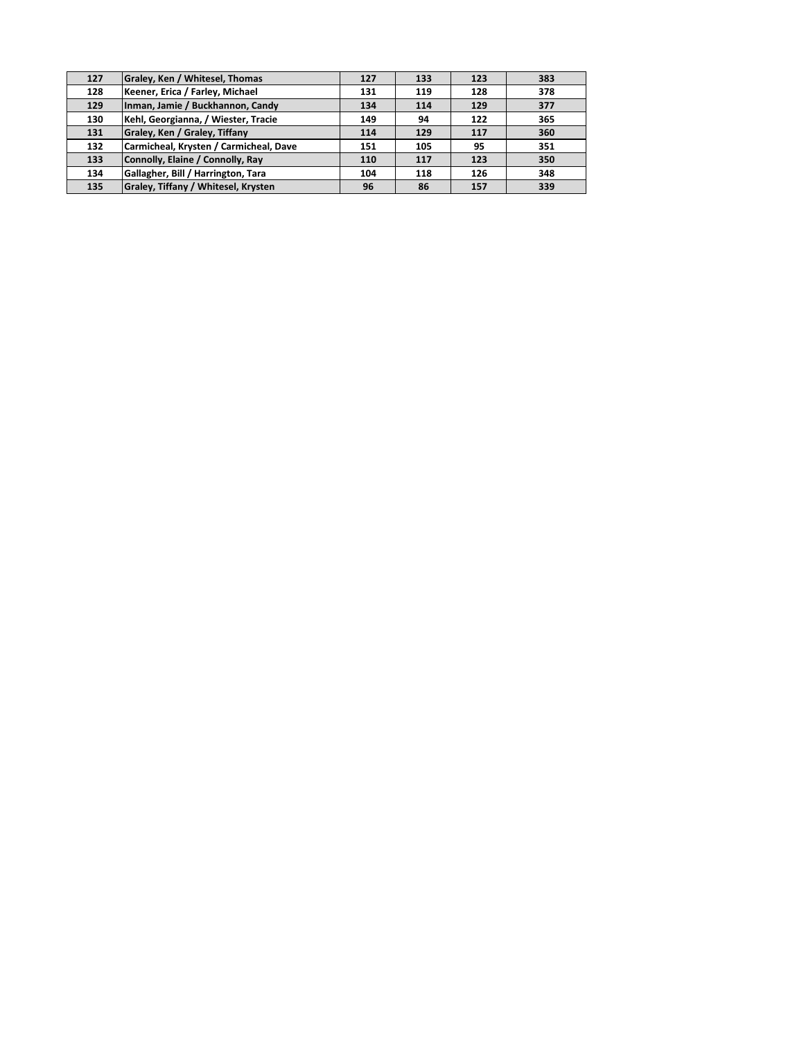| | | | | | |
|---|---|---|---|---|---|
| **127** | **Graley, Ken / Whitesel, Thomas** | **127** | **133** | **123** | **383** |
| **128** | **Keener, Erica / Farley, Michael** | **131** | **119** | **128** | **378** |
| **129** | **Inman, Jamie / Buckhannon, Candy** | **134** | **114** | **129** | **377** |
| **130** | **Kehl, Georgianna, / Wiester, Tracie** | **149** | **94** | **122** | **365** |
| **131** | **Graley, Ken / Graley, Tiffany** | **114** | **129** | **117** | **360** |
| **132** | **Carmicheal, Krysten / Carmicheal, Dave** | **151** | **105** | **95** | **351** |
| **133** | **Connolly, Elaine / Connolly, Ray** | **110** | **117** | **123** | **350** |
| **134** | **Gallagher, Bill / Harrington, Tara** | **104** | **118** | **126** | **348** |
| **135** | **Graley, Tiffany / Whitesel, Krysten** | **96** | **86** | **157** | **339** |